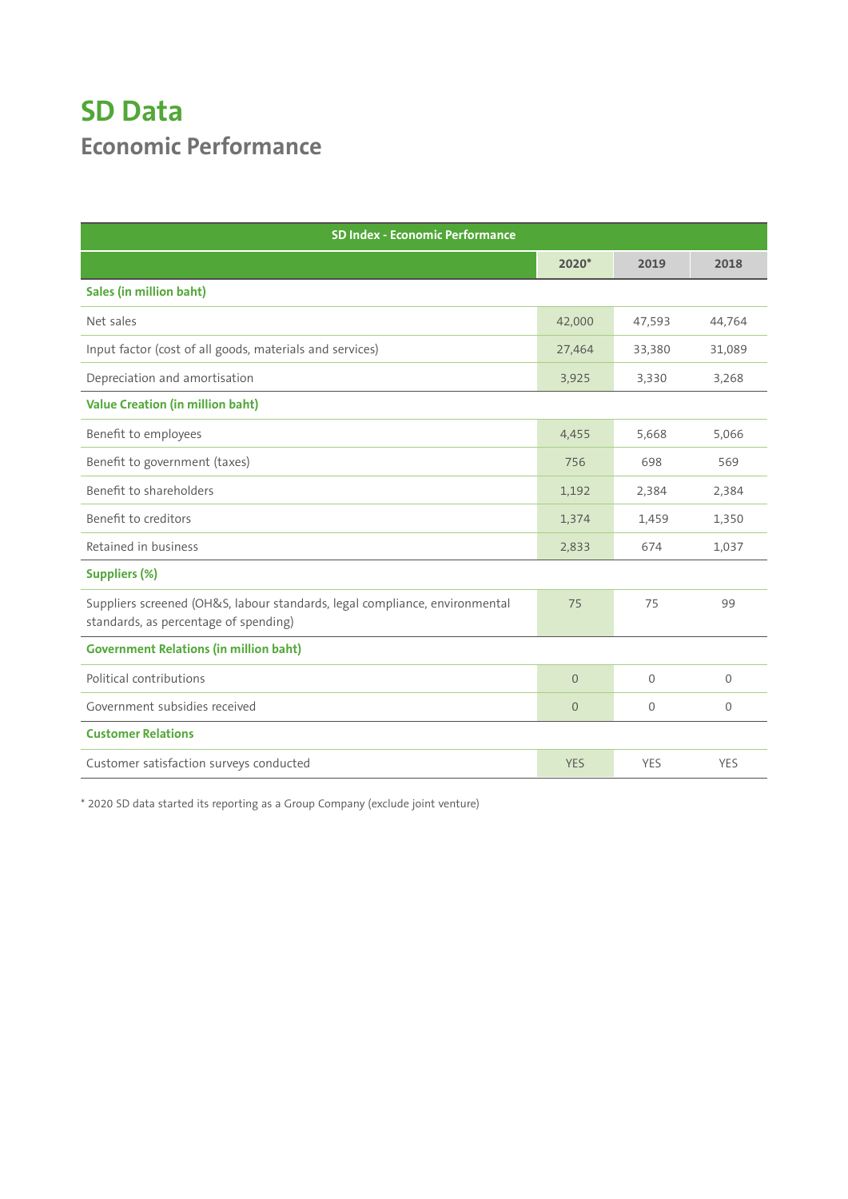# SD Data

## Economic Performance

| SD Index - Economic Performance | | | |
|---|---|---|---|
| | 2020* | 2019 | 2018 |
| **Sales (in million baht)** | | | |
| Net sales | 42,000 | 47,593 | 44,764 |
| Input factor (cost of all goods, materials and services) | 27,464 | 33,380 | 31,089 |
| Depreciation and amortisation | 3,925 | 3,330 | 3,268 |
| **Value Creation (in million baht)** | | | |
| Benefit to employees | 4,455 | 5,668 | 5,066 |
| Benefit to government (taxes) | 756 | 698 | 569 |
| Benefit to shareholders | 1,192 | 2,384 | 2,384 |
| Benefit to creditors | 1,374 | 1,459 | 1,350 |
| Retained in business | 2,833 | 674 | 1,037 |
| **Suppliers (%)** | | | |
| Suppliers screened (OH&S, labour standards, legal compliance, environmental standards, as percentage of spending) | 75 | 75 | 99 |
| **Government Relations (in million baht)** | | | |
| Political contributions | 0 | 0 | 0 |
| Government subsidies received | 0 | 0 | 0 |
| **Customer Relations** | | | |
| Customer satisfaction surveys conducted | YES | YES | YES |

* 2020 SD data started its reporting as a Group Company (exclude joint venture)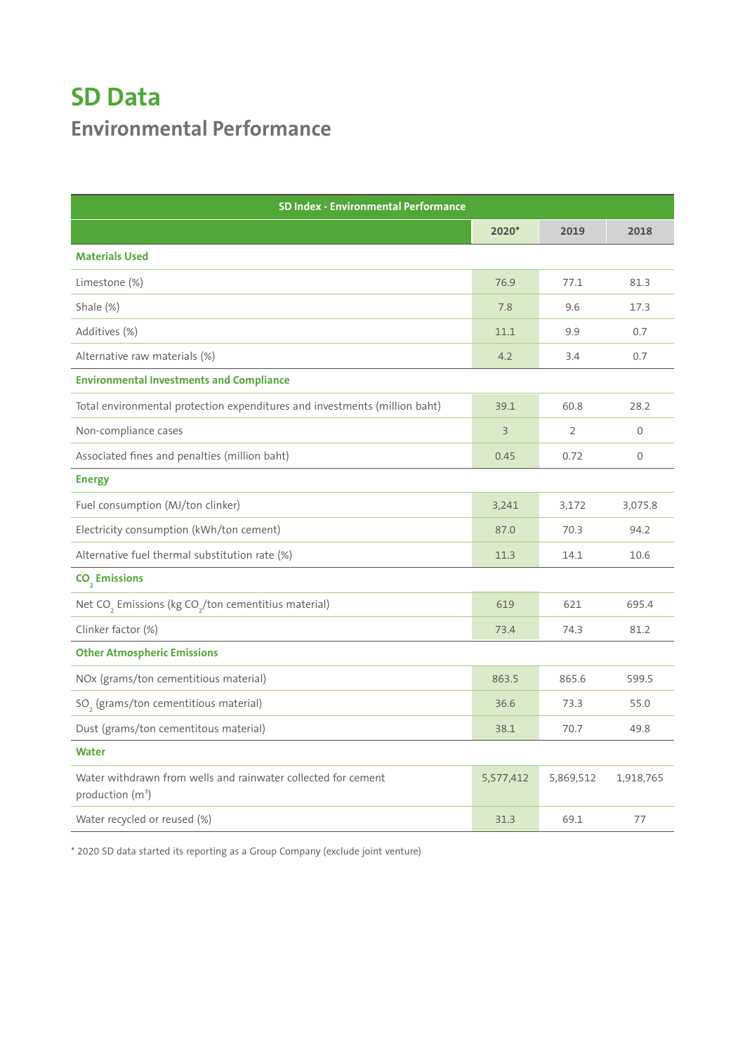# SD Data

## Environmental Performance

| SD Index - Environmental Performance | | | |
|---|---|---|---|
| | 2020* | 2019 | 2018 |
| **Materials Used** | | | |
| Limestone (%) | 76.9 | 77.1 | 81.3 |
| Shale (%) | 7.8 | 9.6 | 17.3 |
| Additives (%) | 11.1 | 9.9 | 0.7 |
| Alternative raw materials (%) | 4.2 | 3.4 | 0.7 |
| **Environmental Investments and Compliance** | | | |
| Total environmental protection expenditures and investments (million baht) | 39.1 | 60.8 | 28.2 |
| Non-compliance cases | 3 | 2 | 0 |
| Associated fines and penalties (million baht) | 0.45 | 0.72 | 0 |
| **Energy** | | | |
| Fuel consumption (MJ/ton clinker) | 3,241 | 3,172 | 3,075.8 |
| Electricity consumption (kWh/ton cement) | 87.0 | 70.3 | 94.2 |
| Alternative fuel thermal substitution rate (%) | 11.3 | 14.1 | 10.6 |
| **$CO_2$ Emissions** | | | |
| Net $CO_2$ Emissions (kg $CO_2$/ton cementitius material) | 619 | 621 | 695.4 |
| Clinker factor (%) | 73.4 | 74.3 | 81.2 |
| **Other Atmospheric Emissions** | | | |
| NOx (grams/ton cementitious material) | 863.5 | 865.6 | 599.5 |
| $SO_2$ (grams/ton cementitious material) | 36.6 | 73.3 | 55.0 |
| Dust (grams/ton cementitous material) | 38.1 | 70.7 | 49.8 |
| **Water** | | | |
| Water withdrawn from wells and rainwater collected for cement production ($m^3$) | 5,577,412 | 5,869,512 | 1,918,765 |
| Water recycled or reused (%) | 31.3 | 69.1 | 77 |

\* 2020 SD data started its reporting as a Group Company (exclude joint venture)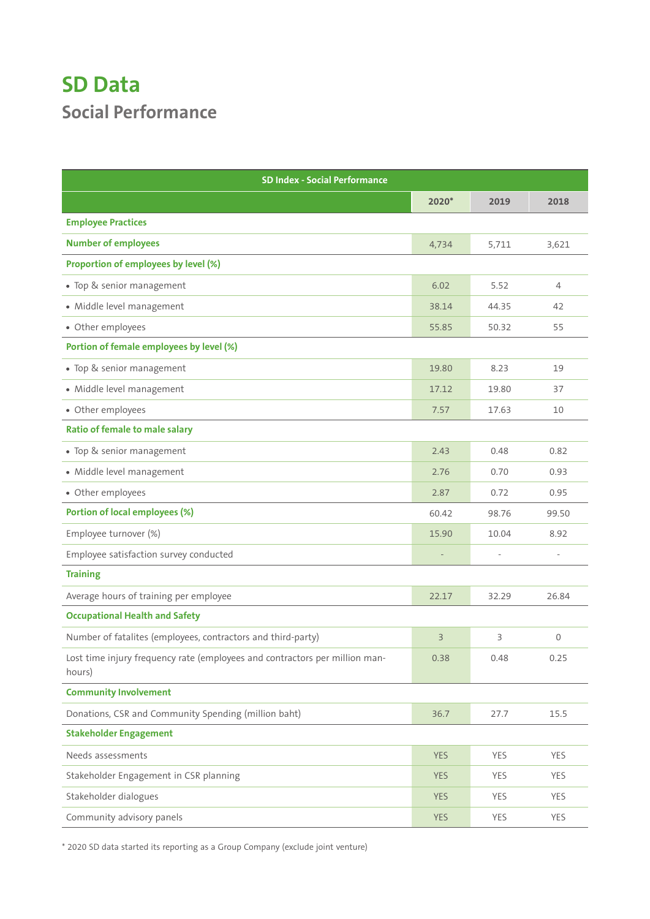# SD Data

## Social Performance

| SD Index - Social Performance | | | |
|---|---|---|---|
| | 2020* | 2019 | 2018 |
| **Employee Practices** | | | |
| **Number of employees** | 4,734 | 5,711 | 3,621 |
| **Proportion of employees by level (%)** | | | |
| • Top & senior management | 6.02 | 5.52 | 4 |
| • Middle level management | 38.14 | 44.35 | 42 |
| • Other employees | 55.85 | 50.32 | 55 |
| **Portion of female employees by level (%)** | | | |
| • Top & senior management | 19.80 | 8.23 | 19 |
| • Middle level management | 17.12 | 19.80 | 37 |
| • Other employees | 7.57 | 17.63 | 10 |
| **Ratio of female to male salary** | | | |
| • Top & senior management | 2.43 | 0.48 | 0.82 |
| • Middle level management | 2.76 | 0.70 | 0.93 |
| • Other employees | 2.87 | 0.72 | 0.95 |
| **Portion of local employees (%)** | 60.42 | 98.76 | 99.50 |
| Employee turnover (%) | 15.90 | 10.04 | 8.92 |
| Employee satisfaction survey conducted | - | - | - |
| **Training** | | | |
| Average hours of training per employee | 22.17 | 32.29 | 26.84 |
| **Occupational Health and Safety** | | | |
| Number of fatalites (employees, contractors and third-party) | 3 | 3 | 0 |
| Lost time injury frequency rate (employees and contractors per million man-hours) | 0.38 | 0.48 | 0.25 |
| **Community Involvement** | | | |
| Donations, CSR and Community Spending (million baht) | 36.7 | 27.7 | 15.5 |
| **Stakeholder Engagement** | | | |
| Needs assessments | YES | YES | YES |
| Stakeholder Engagement in CSR planning | YES | YES | YES |
| Stakeholder dialogues | YES | YES | YES |
| Community advisory panels | YES | YES | YES |

* 2020 SD data started its reporting as a Group Company (exclude joint venture)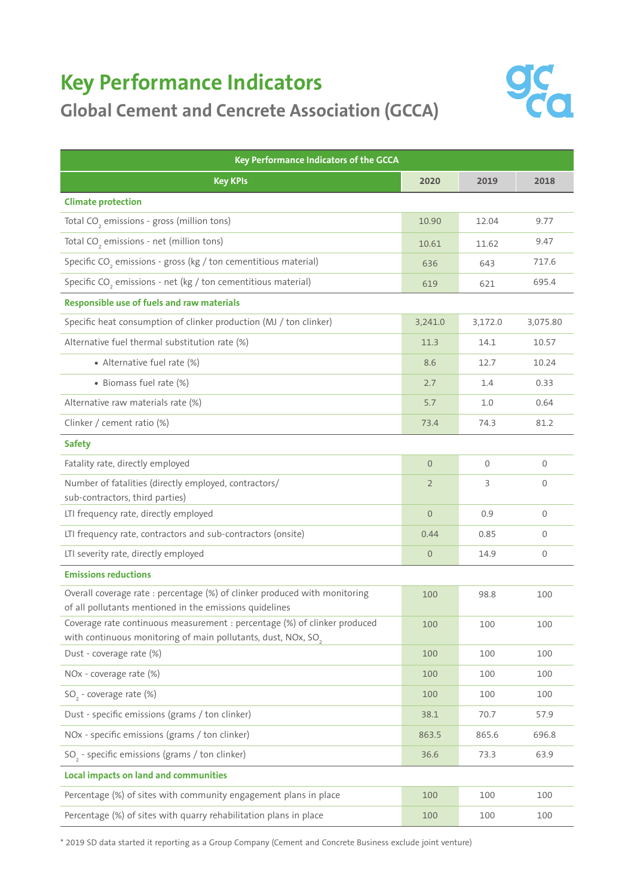# Key Performance Indicators

## Global Cement and Cencrete Association (GCCA)

| Key Performance Indicators of the GCCA | | | |
|---|---|---|---|
| **Key KPIs** | **2020** | **2019** | **2018** |
| **Climate protection** | | | |
| Total $CO_2$ emissions - gross (million tons) | 10.90 | 12.04 | 9.77 |
| Total $CO_2$ emissions - net (million tons) | 10.61 | 11.62 | 9.47 |
| Specific $CO_2$ emissions - gross (kg / ton cementitious material) | 636 | 643 | 717.6 |
| Specific $CO_2$ emissions - net (kg / ton cementitious material) | 619 | 621 | 695.4 |
| **Responsible use of fuels and raw materials** | | | |
| Specific heat consumption of clinker production (MJ / ton clinker) | 3,241.0 | 3,172.0 | 3,075.80 |
| Alternative fuel thermal substitution rate (%) | 11.3 | 14.1 | 10.57 |
| • Alternative fuel rate (%) | 8.6 | 12.7 | 10.24 |
| • Biomass fuel rate (%) | 2.7 | 1.4 | 0.33 |
| Alternative raw materials rate (%) | 5.7 | 1.0 | 0.64 |
| Clinker / cement ratio (%) | 73.4 | 74.3 | 81.2 |
| **Safety** | | | |
| Fatality rate, directly employed | 0 | 0 | 0 |
| Number of fatalities (directly employed, contractors/ sub-contractors, third parties) | 2 | 3 | 0 |
| LTI frequency rate, directly employed | 0 | 0.9 | 0 |
| LTI frequency rate, contractors and sub-contractors (onsite) | 0.44 | 0.85 | 0 |
| LTI severity rate, directly employed | 0 | 14.9 | 0 |
| **Emissions reductions** | | | |
| Overall coverage rate : percentage (%) of clinker produced with monitoring of all pollutants mentioned in the emissions quidelines | 100 | 98.8 | 100 |
| Coverage rate continuous measurement : percentage (%) of clinker produced with continuous monitoring of main pollutants, dust, NOx, $SO_2$ | 100 | 100 | 100 |
| Dust - coverage rate (%) | 100 | 100 | 100 |
| NOx - coverage rate (%) | 100 | 100 | 100 |
| $SO_2$ - coverage rate (%) | 100 | 100 | 100 |
| Dust - specific emissions (grams / ton clinker) | 38.1 | 70.7 | 57.9 |
| NOx - specific emissions (grams / ton clinker) | 863.5 | 865.6 | 696.8 |
| $SO_2$ - specific emissions (grams / ton clinker) | 36.6 | 73.3 | 63.9 |
| **Local impacts on land and communities** | | | |
| Percentage (%) of sites with community engagement plans in place | 100 | 100 | 100 |
| Percentage (%) of sites with quarry rehabilitation plans in place | 100 | 100 | 100 |

* 2019 SD data started it reporting as a Group Company (Cement and Concrete Business exclude joint venture)